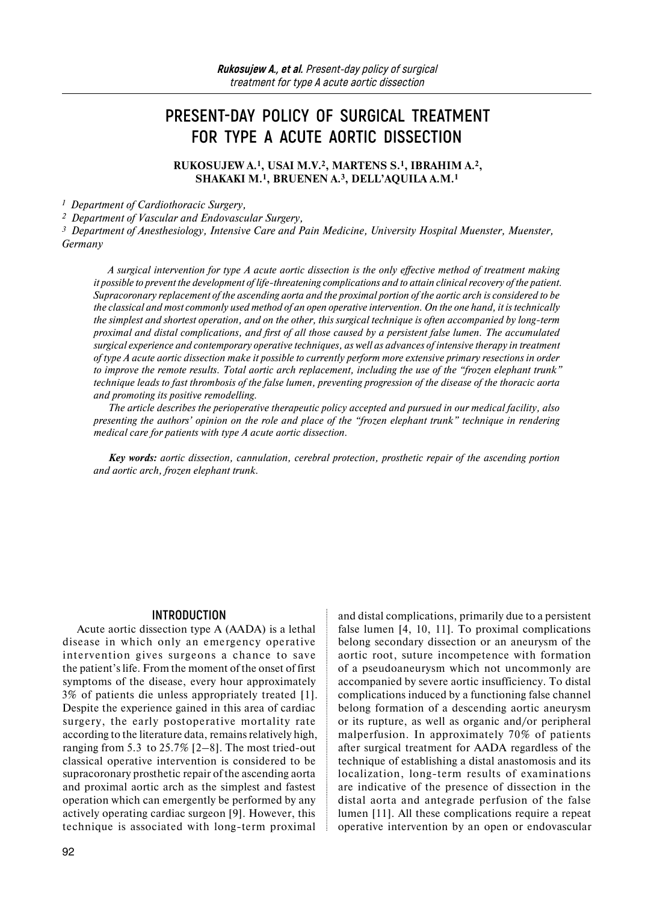# PRESENT-DAY POLICY OF SURGICAL TREATMENT FOR TYPE A ACUTE AORTIC DISSECTION

**RUKOSUJEW A.[1], USAI M.V.[2], MARTENS S.[1], IBRAHIM A.[2], SHAKAKI M.[1], BRUENEN A.[3], DELL'AQUILA A.M.[1]**

*[1] Department of Cardiothoracic Surgery,*
*[2] Department of Vascular and Endovascular Surgery,*
*[3] Department of Anesthesiology, Intensive Care and Pain Medicine, University Hospital Muenster, Muenster, Germany*

*A surgical intervention for type A acute aortic dissection is the only effective method of treatment making it possible to prevent the development of life-threatening complications and to attain clinical recovery of the patient. Supracoronary replacement of the ascending aorta and the proximal portion of the aortic arch is considered to be the classical and most commonly used method of an open operative intervention. On the one hand, it is technically the simplest and shortest operation, and on the other, this surgical technique is often accompanied by long-term proximal and distal complications, and first of all those caused by a persistent false lumen. The accumulated surgical experience and contemporary operative techniques, as well as advances of intensive therapy in treatment of type A acute aortic dissection make it possible to currently perform more extensive primary resections in order to improve the remote results. Total aortic arch replacement, including the use of the "frozen elephant trunk" technique leads to fast thrombosis of the false lumen, preventing progression of the disease of the thoracic aorta and promoting its positive remodelling.*

*The article describes the perioperative therapeutic policy accepted and pursued in our medical facility, also presenting the authors' opinion on the role and place of the "frozen elephant trunk" technique in rendering medical care for patients with type A acute aortic dissection.*

***Key words:*** *aortic dissection, cannulation, cerebral protection, prosthetic repair of the ascending portion and aortic arch, frozen elephant trunk.*

## INTRODUCTION

Acute aortic dissection type A (AADA) is a lethal disease in which only an emergency operative intervention gives surgeons a chance to save the patient's life. From the moment of the onset of first symptoms of the disease, every hour approximately 3% of patients die unless appropriately treated [1]. Despite the experience gained in this area of cardiac surgery, the early postoperative mortality rate according to the literature data, remains relatively high, ranging from 5.3 to 25.7% [2–8]. The most tried-out classical operative intervention is considered to be supracoronary prosthetic repair of the ascending aorta and proximal aortic arch as the simplest and fastest operation which can emergently be performed by any actively operating cardiac surgeon [9]. However, this technique is associated with long-term proximal and distal complications, primarily due to a persistent false lumen [4, 10, 11]. To proximal complications belong secondary dissection or an aneurysm of the aortic root, suture incompetence with formation of a pseudoaneurysm which not uncommonly are accompanied by severe aortic insufficiency. To distal complications induced by a functioning false channel belong formation of a descending aortic aneurysm or its rupture, as well as organic and/or peripheral malperfusion. In approximately 70% of patients after surgical treatment for AADA regardless of the technique of establishing a distal anastomosis and its localization, long-term results of examinations are indicative of the presence of dissection in the distal aorta and antegrade perfusion of the false lumen [11]. All these complications require a repeat operative intervention by an open or endovascular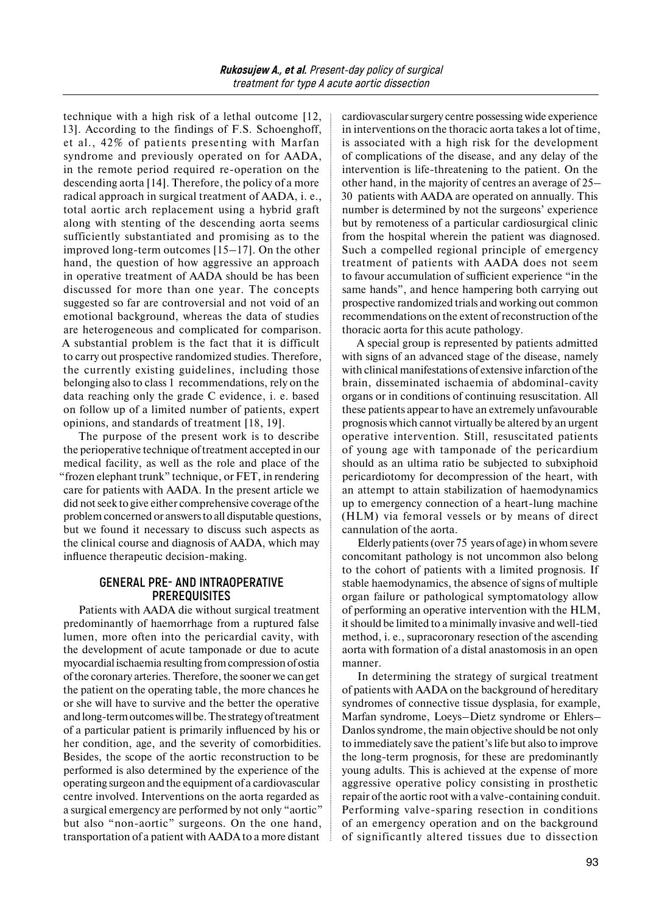technique with a high risk of a lethal outcome [12, 13]. According to the findings of F.S. Schoenghoff, et al., 42% of patients presenting with Marfan syndrome and previously operated on for AADA, in the remote period required re-operation on the descending aorta [14]. Therefore, the policy of a more radical approach in surgical treatment of AADA, i. e., total aortic arch replacement using a hybrid graft along with stenting of the descending aorta seems sufficiently substantiated and promising as to the improved long-term outcomes [15–17]. On the other hand, the question of how aggressive an approach in operative treatment of AADA should be has been discussed for more than one year. The concepts suggested so far are controversial and not void of an emotional background, whereas the data of studies are heterogeneous and complicated for comparison. A substantial problem is the fact that it is difficult to carry out prospective randomized studies. Therefore, the currently existing guidelines, including those belonging also to class 1 recommendations, rely on the data reaching only the grade C evidence, i. e. based on follow up of a limited number of patients, expert opinions, and standards of treatment [18, 19].

The purpose of the present work is to describe the perioperative technique of treatment accepted in our medical facility, as well as the role and place of the "frozen elephant trunk" technique, or FET, in rendering care for patients with AADA. In the present article we did not seek to give either comprehensive coverage of the problem concerned or answers to all disputable questions, but we found it necessary to discuss such aspects as the clinical course and diagnosis of AADA, which may influence therapeutic decision-making.

## GENERAL PRE- AND INTRAOPERATIVE PREREQUISITES

Patients with AADA die without surgical treatment predominantly of haemorrhage from a ruptured false lumen, more often into the pericardial cavity, with the development of acute tamponade or due to acute myocardial ischaemia resulting from compression of ostia of the coronary arteries. Therefore, the sooner we can get the patient on the operating table, the more chances he or she will have to survive and the better the operative and long-term outcomes will be. The strategy of treatment of a particular patient is primarily influenced by his or her condition, age, and the severity of comorbidities. Besides, the scope of the aortic reconstruction to be performed is also determined by the experience of the operating surgeon and the equipment of a cardiovascular centre involved. Interventions on the aorta regarded as a surgical emergency are performed by not only "aortic" but also "non-aortic" surgeons. On the one hand, transportation of a patient with AADA to a more distant cardiovascular surgery centre possessing wide experience in interventions on the thoracic aorta takes a lot of time, is associated with a high risk for the development of complications of the disease, and any delay of the intervention is life-threatening to the patient. On the other hand, in the majority of centres an average of 25–30 patients with AADA are operated on annually. This number is determined by not the surgeons' experience but by remoteness of a particular cardiosurgical clinic from the hospital wherein the patient was diagnosed. Such a compelled regional principle of emergency treatment of patients with AADA does not seem to favour accumulation of sufficient experience "in the same hands", and hence hampering both carrying out prospective randomized trials and working out common recommendations on the extent of reconstruction of the thoracic aorta for this acute pathology.

A special group is represented by patients admitted with signs of an advanced stage of the disease, namely with clinical manifestations of extensive infarction of the brain, disseminated ischaemia of abdominal-cavity organs or in conditions of continuing resuscitation. All these patients appear to have an extremely unfavourable prognosis which cannot virtually be altered by an urgent operative intervention. Still, resuscitated patients of young age with tamponade of the pericardium should as an ultima ratio be subjected to subxiphoid pericardiotomy for decompression of the heart, with an attempt to attain stabilization of haemodynamics up to emergency connection of a heart-lung machine (HLM) via femoral vessels or by means of direct cannulation of the aorta.

Elderly patients (over 75 years of age) in whom severe concomitant pathology is not uncommon also belong to the cohort of patients with a limited prognosis. If stable haemodynamics, the absence of signs of multiple organ failure or pathological symptomatology allow of performing an operative intervention with the HLM, it should be limited to a minimally invasive and well-tied method, i. e., supracoronary resection of the ascending aorta with formation of a distal anastomosis in an open manner.

In determining the strategy of surgical treatment of patients with AADA on the background of hereditary syndromes of connective tissue dysplasia, for example, Marfan syndrome, Loeys–Dietz syndrome or Ehlers–Danlos syndrome, the main objective should be not only to immediately save the patient's life but also to improve the long-term prognosis, for these are predominantly young adults. This is achieved at the expense of more aggressive operative policy consisting in prosthetic repair of the aortic root with a valve-containing conduit. Performing valve-sparing resection in conditions of an emergency operation and on the background of significantly altered tissues due to dissection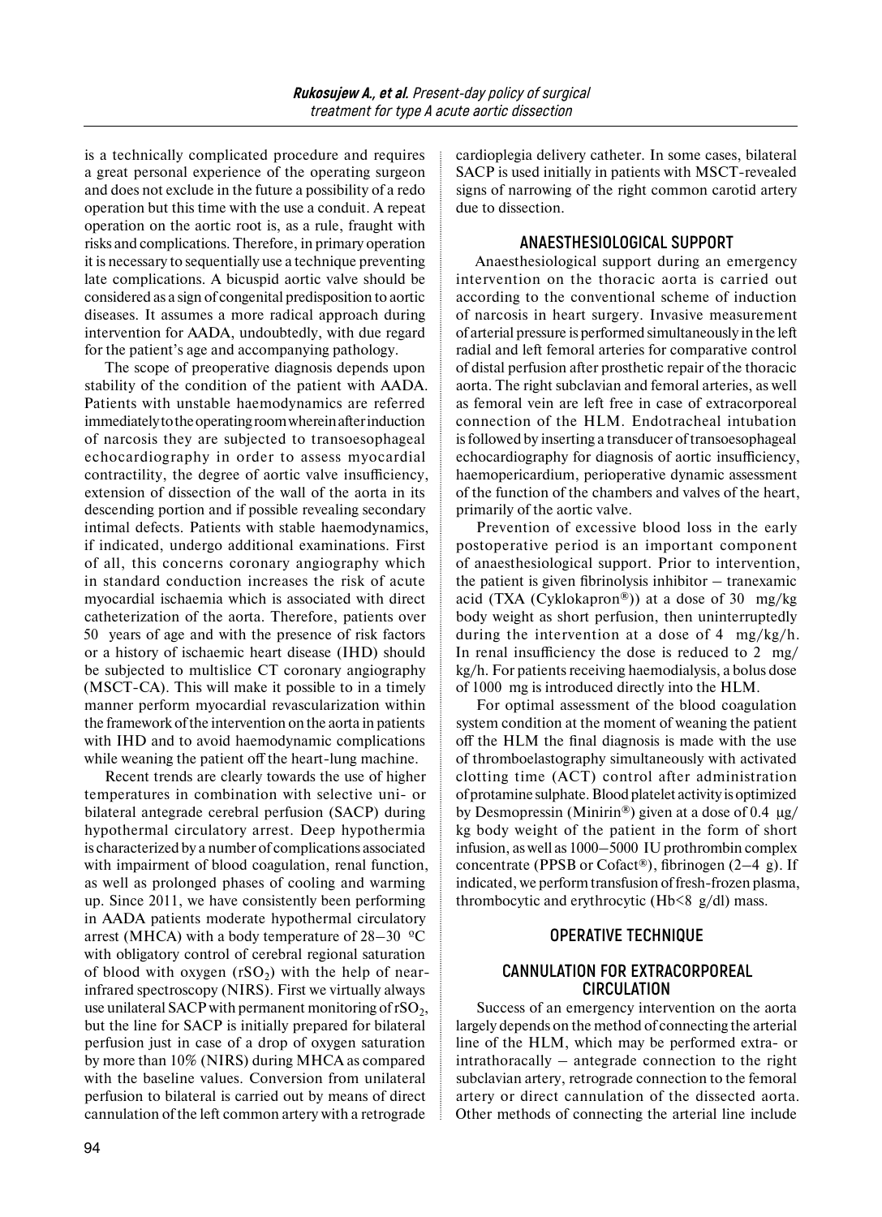is a technically complicated procedure and requires a great personal experience of the operating surgeon and does not exclude in the future a possibility of a redo operation but this time with the use a conduit. A repeat operation on the aortic root is, as a rule, fraught with risks and complications. Therefore, in primary operation it is necessary to sequentially use a technique preventing late complications. A bicuspid aortic valve should be considered as a sign of congenital predisposition to aortic diseases. It assumes a more radical approach during intervention for AADA, undoubtedly, with due regard for the patient's age and accompanying pathology.

The scope of preoperative diagnosis depends upon stability of the condition of the patient with AADA. Patients with unstable haemodynamics are referred immediately to the operating room wherein after induction of narcosis they are subjected to transoesophageal echocardiography in order to assess myocardial contractility, the degree of aortic valve insufficiency, extension of dissection of the wall of the aorta in its descending portion and if possible revealing secondary intimal defects. Patients with stable haemodynamics, if indicated, undergo additional examinations. First of all, this concerns coronary angiography which in standard conduction increases the risk of acute myocardial ischaemia which is associated with direct catheterization of the aorta. Therefore, patients over 50 years of age and with the presence of risk factors or a history of ischaemic heart disease (IHD) should be subjected to multislice CT coronary angiography (MSCT-CA). This will make it possible to in a timely manner perform myocardial revascularization within the framework of the intervention on the aorta in patients with IHD and to avoid haemodynamic complications while weaning the patient off the heart-lung machine.

Recent trends are clearly towards the use of higher temperatures in combination with selective uni- or bilateral antegrade cerebral perfusion (SACP) during hypothermal circulatory arrest. Deep hypothermia is characterized by a number of complications associated with impairment of blood coagulation, renal function, as well as prolonged phases of cooling and warming up. Since 2011, we have consistently been performing in AADA patients moderate hypothermal circulatory arrest (MHCA) with a body temperature of 28–30 ºC with obligatory control of cerebral regional saturation of blood with oxygen ($rSO_2$) with the help of near-infrared spectroscopy (NIRS). First we virtually always use unilateral SACP with permanent monitoring of $rSO_2$, but the line for SACP is initially prepared for bilateral perfusion just in case of a drop of oxygen saturation by more than 10% (NIRS) during MHCA as compared with the baseline values. Conversion from unilateral perfusion to bilateral is carried out by means of direct cannulation of the left common artery with a retrograde cardioplegia delivery catheter. In some cases, bilateral SACP is used initially in patients with MSCT-revealed signs of narrowing of the right common carotid artery due to dissection.

## ANAESTHESIOLOGICAL SUPPORT

Anaesthesiological support during an emergency intervention on the thoracic aorta is carried out according to the conventional scheme of induction of narcosis in heart surgery. Invasive measurement of arterial pressure is performed simultaneously in the left radial and left femoral arteries for comparative control of distal perfusion after prosthetic repair of the thoracic aorta. The right subclavian and femoral arteries, as well as femoral vein are left free in case of extracorporeal connection of the HLM. Endotracheal intubation is followed by inserting a transducer of transoesophageal echocardiography for diagnosis of aortic insufficiency, haemopericardium, perioperative dynamic assessment of the function of the chambers and valves of the heart, primarily of the aortic valve.

Prevention of excessive blood loss in the early postoperative period is an important component of anaesthesiological support. Prior to intervention, the patient is given fibrinolysis inhibitor – tranexamic acid (TXA (Cyklokapron®)) at a dose of 30 mg/kg body weight as short perfusion, then uninterruptedly during the intervention at a dose of 4 mg/kg/h. In renal insufficiency the dose is reduced to 2 mg/kg/h. For patients receiving haemodialysis, a bolus dose of 1000 mg is introduced directly into the HLM.

For optimal assessment of the blood coagulation system condition at the moment of weaning the patient off the HLM the final diagnosis is made with the use of thromboelastography simultaneously with activated clotting time (ACT) control after administration of protamine sulphate. Blood platelet activity is optimized by Desmopressin (Minirin®) given at a dose of 0.4 μg/kg body weight of the patient in the form of short infusion, as well as 1000–5000 IU prothrombin complex concentrate (PPSB or Cofact®), fibrinogen (2–4 g). If indicated, we perform transfusion of fresh-frozen plasma, thrombocytic and erythrocytic (Hb<8 g/dl) mass.

## OPERATIVE TECHNIQUE

### CANNULATION FOR EXTRACORPOREAL CIRCULATION

Success of an emergency intervention on the aorta largely depends on the method of connecting the arterial line of the HLM, which may be performed extra- or intrathoracally – antegrade connection to the right subclavian artery, retrograde connection to the femoral artery or direct cannulation of the dissected aorta. Other methods of connecting the arterial line include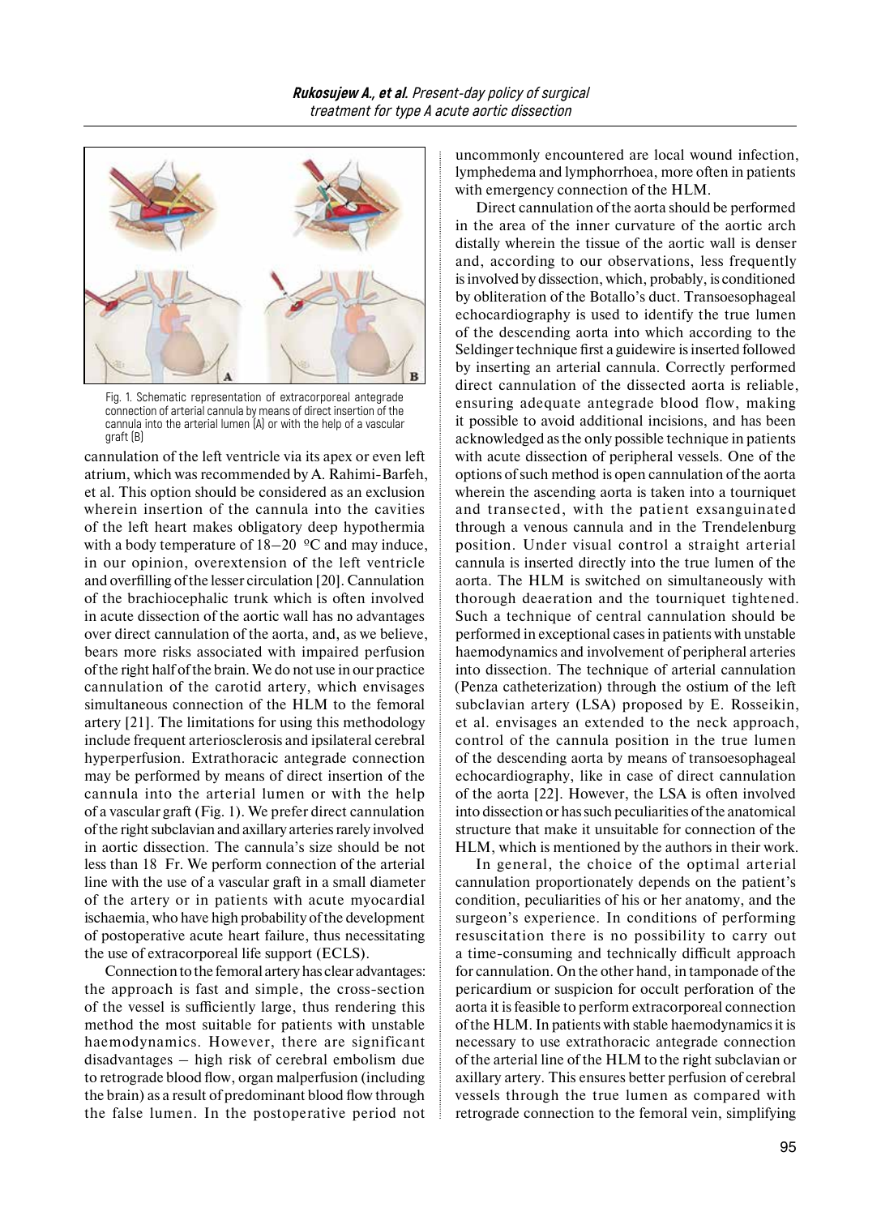Fig. 1. Schematic representation of extracorporeal antegrade connection of arterial cannula by means of direct insertion of the cannula into the arterial lumen (A) or with the help of a vascular graft (B)

cannulation of the left ventricle via its apex or even left atrium, which was recommended by A. Rahimi-Barfeh, et al. This option should be considered as an exclusion wherein insertion of the cannula into the cavities of the left heart makes obligatory deep hypothermia with a body temperature of 18–20 °C and may induce, in our opinion, overextension of the left ventricle and overfilling of the lesser circulation [20]. Cannulation of the brachiocephalic trunk which is often involved in acute dissection of the aortic wall has no advantages over direct cannulation of the aorta, and, as we believe, bears more risks associated with impaired perfusion of the right half of the brain. We do not use in our practice cannulation of the carotid artery, which envisages simultaneous connection of the HLM to the femoral artery [21]. The limitations for using this methodology include frequent arteriosclerosis and ipsilateral cerebral hyperperfusion. Extrathoracic antegrade connection may be performed by means of direct insertion of the cannula into the arterial lumen or with the help of a vascular graft (Fig. 1). We prefer direct cannulation of the right subclavian and axillary arteries rarely involved in aortic dissection. The cannula's size should be not less than 18 Fr. We perform connection of the arterial line with the use of a vascular graft in a small diameter of the artery or in patients with acute myocardial ischaemia, who have high probability of the development of postoperative acute heart failure, thus necessitating the use of extracorporeal life support (ECLS).

Connection to the femoral artery has clear advantages: the approach is fast and simple, the cross-section of the vessel is sufficiently large, thus rendering this method the most suitable for patients with unstable haemodynamics. However, there are significant disadvantages – high risk of cerebral embolism due to retrograde blood flow, organ malperfusion (including the brain) as a result of predominant blood flow through the false lumen. In the postoperative period not uncommonly encountered are local wound infection, lymphedema and lymphorrhoea, more often in patients with emergency connection of the HLM.

Direct cannulation of the aorta should be performed in the area of the inner curvature of the aortic arch distally wherein the tissue of the aortic wall is denser and, according to our observations, less frequently is involved by dissection, which, probably, is conditioned by obliteration of the Botallo's duct. Transoesophageal echocardiography is used to identify the true lumen of the descending aorta into which according to the Seldinger technique first a guidewire is inserted followed by inserting an arterial cannula. Correctly performed direct cannulation of the dissected aorta is reliable, ensuring adequate antegrade blood flow, making it possible to avoid additional incisions, and has been acknowledged as the only possible technique in patients with acute dissection of peripheral vessels. One of the options of such method is open cannulation of the aorta wherein the ascending aorta is taken into a tourniquet and transected, with the patient exsanguinated through a venous cannula and in the Trendelenburg position. Under visual control a straight arterial cannula is inserted directly into the true lumen of the aorta. The HLM is switched on simultaneously with thorough deaeration and the tourniquet tightened. Such a technique of central cannulation should be performed in exceptional cases in patients with unstable haemodynamics and involvement of peripheral arteries into dissection. The technique of arterial cannulation (Penza catheterization) through the ostium of the left subclavian artery (LSA) proposed by E. Rosseikin, et al. envisages an extended to the neck approach, control of the cannula position in the true lumen of the descending aorta by means of transoesophageal echocardiography, like in case of direct cannulation of the aorta [22]. However, the LSA is often involved into dissection or has such peculiarities of the anatomical structure that make it unsuitable for connection of the HLM, which is mentioned by the authors in their work.

In general, the choice of the optimal arterial cannulation proportionately depends on the patient's condition, peculiarities of his or her anatomy, and the surgeon's experience. In conditions of performing resuscitation there is no possibility to carry out a time-consuming and technically difficult approach for cannulation. On the other hand, in tamponade of the pericardium or suspicion for occult perforation of the aorta it is feasible to perform extracorporeal connection of the HLM. In patients with stable haemodynamics it is necessary to use extrathoracic antegrade connection of the arterial line of the HLM to the right subclavian or axillary artery. This ensures better perfusion of cerebral vessels through the true lumen as compared with retrograde connection to the femoral vein, simplifying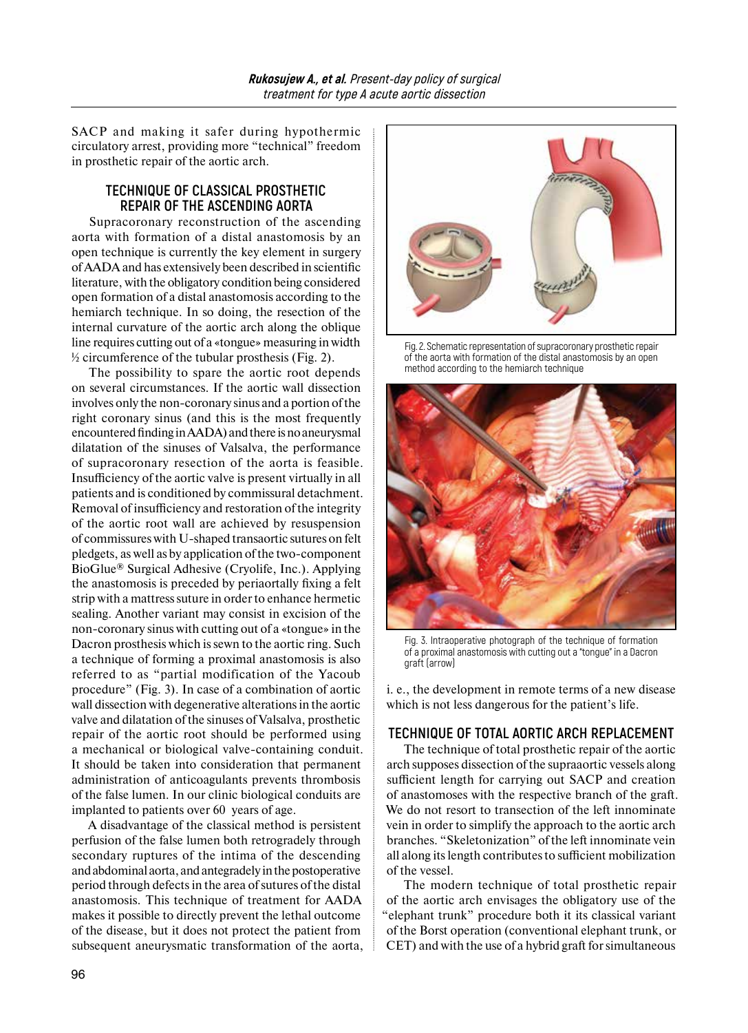SACP and making it safer during hypothermic circulatory arrest, providing more "technical" freedom in prosthetic repair of the aortic arch.

## TECHNIQUE OF CLASSICAL PROSTHETIC REPAIR OF THE ASCENDING AORTA

Supracoronary reconstruction of the ascending aorta with formation of a distal anastomosis by an open technique is currently the key element in surgery of AADA and has extensively been described in scientific literature, with the obligatory condition being considered open formation of a distal anastomosis according to the hemiarch technique. In so doing, the resection of the internal curvature of the aortic arch along the oblique line requires cutting out of a «tongue» measuring in width ½ circumference of the tubular prosthesis (Fig. 2).

The possibility to spare the aortic root depends on several circumstances. If the aortic wall dissection involves only the non-coronary sinus and a portion of the right coronary sinus (and this is the most frequently encountered finding in AADA) and there is no aneurysmal dilatation of the sinuses of Valsalva, the performance of supracoronary resection of the aorta is feasible. Insufficiency of the aortic valve is present virtually in all patients and is conditioned by commissural detachment. Removal of insufficiency and restoration of the integrity of the aortic root wall are achieved by resuspension of commissures with U-shaped transaortic sutures on felt pledgets, as well as by application of the two-component BioGlue® Surgical Adhesive (Cryolife, Inc.). Applying the anastomosis is preceded by periaortally fixing a felt strip with a mattress suture in order to enhance hermetic sealing. Another variant may consist in excision of the non-coronary sinus with cutting out of a «tongue» in the Dacron prosthesis which is sewn to the aortic ring. Such a technique of forming a proximal anastomosis is also referred to as "partial modification of the Yacoub procedure" (Fig. 3). In case of a combination of aortic wall dissection with degenerative alterations in the aortic valve and dilatation of the sinuses of Valsalva, prosthetic repair of the aortic root should be performed using a mechanical or biological valve-containing conduit. It should be taken into consideration that permanent administration of anticoagulants prevents thrombosis of the false lumen. In our clinic biological conduits are implanted to patients over 60 years of age.

A disadvantage of the classical method is persistent perfusion of the false lumen both retrogradely through secondary ruptures of the intima of the descending and abdominal aorta, and antegradely in the postoperative period through defects in the area of sutures of the distal anastomosis. This technique of treatment for AADA makes it possible to directly prevent the lethal outcome of the disease, but it does not protect the patient from subsequent aneurysmatic transformation of the aorta, i. e., the development in remote terms of a new disease which is not less dangerous for the patient's life.

Fig. 2. Schematic representation of supracoronary prosthetic repair of the aorta with formation of the distal anastomosis by an open method according to the hemiarch technique

Fig. 3. Intraoperative photograph of the technique of formation of a proximal anastomosis with cutting out a "tongue" in a Dacron graft (arrow)

## TECHNIQUE OF TOTAL AORTIC ARCH REPLACEMENT

The technique of total prosthetic repair of the aortic arch supposes dissection of the supraaortic vessels along sufficient length for carrying out SACP and creation of anastomoses with the respective branch of the graft. We do not resort to transection of the left innominate vein in order to simplify the approach to the aortic arch branches. "Skeletonization" of the left innominate vein all along its length contributes to sufficient mobilization of the vessel.

The modern technique of total prosthetic repair of the aortic arch envisages the obligatory use of the "elephant trunk" procedure both it its classical variant of the Borst operation (conventional elephant trunk, or CET) and with the use of a hybrid graft for simultaneous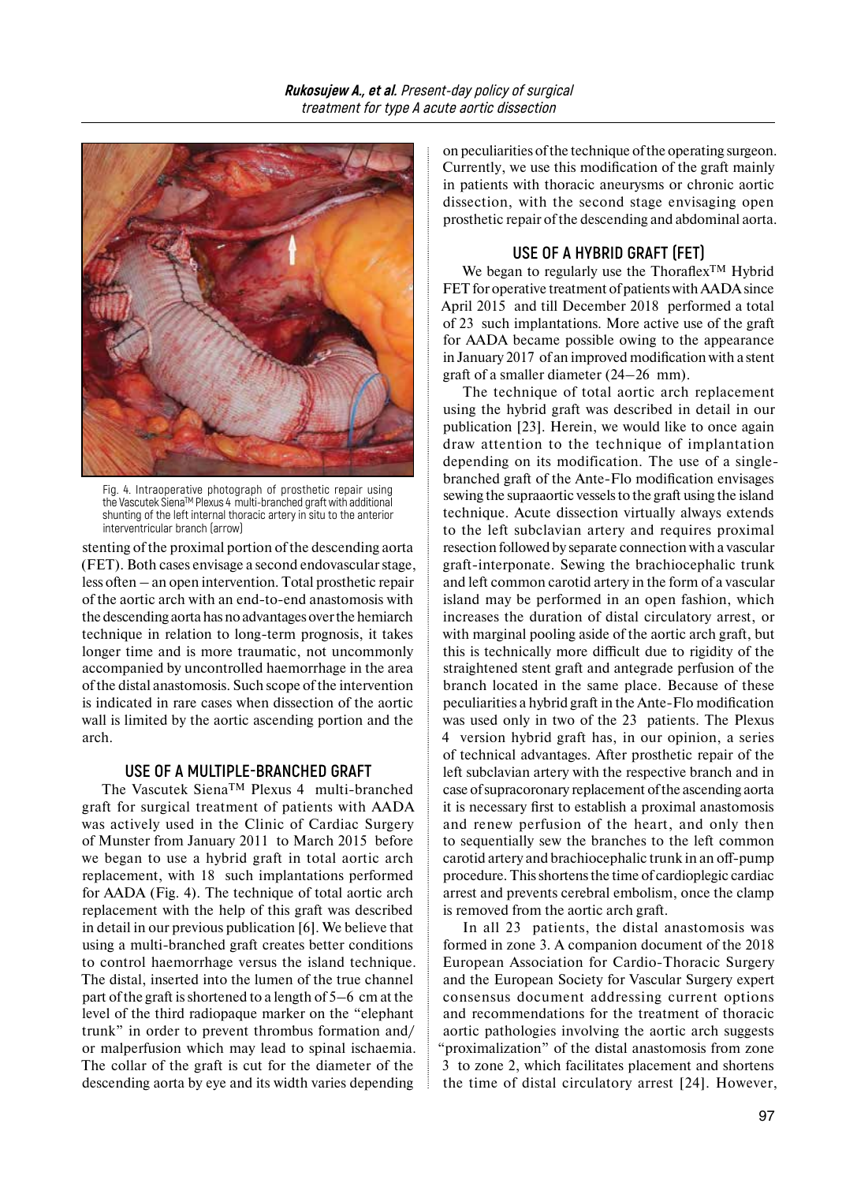Fig. 4. Intraoperative photograph of prosthetic repair using the Vascutek Siena™ Plexus 4 multi-branched graft with additional shunting of the left internal thoracic artery in situ to the anterior interventricular branch (arrow)

stenting of the proximal portion of the descending aorta (FET). Both cases envisage a second endovascular stage, less often – an open intervention. Total prosthetic repair of the aortic arch with an end-to-end anastomosis with the descending aorta has no advantages over the hemiarch technique in relation to long-term prognosis, it takes longer time and is more traumatic, not uncommonly accompanied by uncontrolled haemorrhage in the area of the distal anastomosis. Such scope of the intervention is indicated in rare cases when dissection of the aortic wall is limited by the aortic ascending portion and the arch.

## USE OF A MULTIPLE-BRANCHED GRAFT

The Vascutek Siena™ Plexus 4 multi-branched graft for surgical treatment of patients with AADA was actively used in the Clinic of Cardiac Surgery of Munster from January 2011 to March 2015 before we began to use a hybrid graft in total aortic arch replacement, with 18 such implantations performed for AADA (Fig. 4). The technique of total aortic arch replacement with the help of this graft was described in detail in our previous publication [6]. We believe that using a multi-branched graft creates better conditions to control haemorrhage versus the island technique. The distal, inserted into the lumen of the true channel part of the graft is shortened to a length of 5–6 cm at the level of the third radiopaque marker on the "elephant trunk" in order to prevent thrombus formation and/or malperfusion which may lead to spinal ischaemia. The collar of the graft is cut for the diameter of the descending aorta by eye and its width varies depending on peculiarities of the technique of the operating surgeon. Currently, we use this modification of the graft mainly in patients with thoracic aneurysms or chronic aortic dissection, with the second stage envisaging open prosthetic repair of the descending and abdominal aorta.

## USE OF A HYBRID GRAFT (FET)

We began to regularly use the Thoraflex™ Hybrid FET for operative treatment of patients with AADA since April 2015 and till December 2018 performed a total of 23 such implantations. More active use of the graft for AADA became possible owing to the appearance in January 2017 of an improved modification with a stent graft of a smaller diameter (24–26 mm).

The technique of total aortic arch replacement using the hybrid graft was described in detail in our publication [23]. Herein, we would like to once again draw attention to the technique of implantation depending on its modification. The use of a single-branched graft of the Ante-Flo modification envisages sewing the supraaortic vessels to the graft using the island technique. Acute dissection virtually always extends to the left subclavian artery and requires proximal resection followed by separate connection with a vascular graft-interponate. Sewing the brachiocephalic trunk and left common carotid artery in the form of a vascular island may be performed in an open fashion, which increases the duration of distal circulatory arrest, or with marginal pooling aside of the aortic arch graft, but this is technically more difficult due to rigidity of the straightened stent graft and antegrade perfusion of the branch located in the same place. Because of these peculiarities a hybrid graft in the Ante-Flo modification was used only in two of the 23 patients. The Plexus 4 version hybrid graft has, in our opinion, a series of technical advantages. After prosthetic repair of the left subclavian artery with the respective branch and in case of supracoronary replacement of the ascending aorta it is necessary first to establish a proximal anastomosis and renew perfusion of the heart, and only then to sequentially sew the branches to the left common carotid artery and brachiocephalic trunk in an off-pump procedure. This shortens the time of cardioplegic cardiac arrest and prevents cerebral embolism, once the clamp is removed from the aortic arch graft.

In all 23 patients, the distal anastomosis was formed in zone 3. A companion document of the 2018 European Association for Cardio-Thoracic Surgery and the European Society for Vascular Surgery expert consensus document addressing current options and recommendations for the treatment of thoracic aortic pathologies involving the aortic arch suggests "proximalization" of the distal anastomosis from zone 3 to zone 2, which facilitates placement and shortens the time of distal circulatory arrest [24]. However,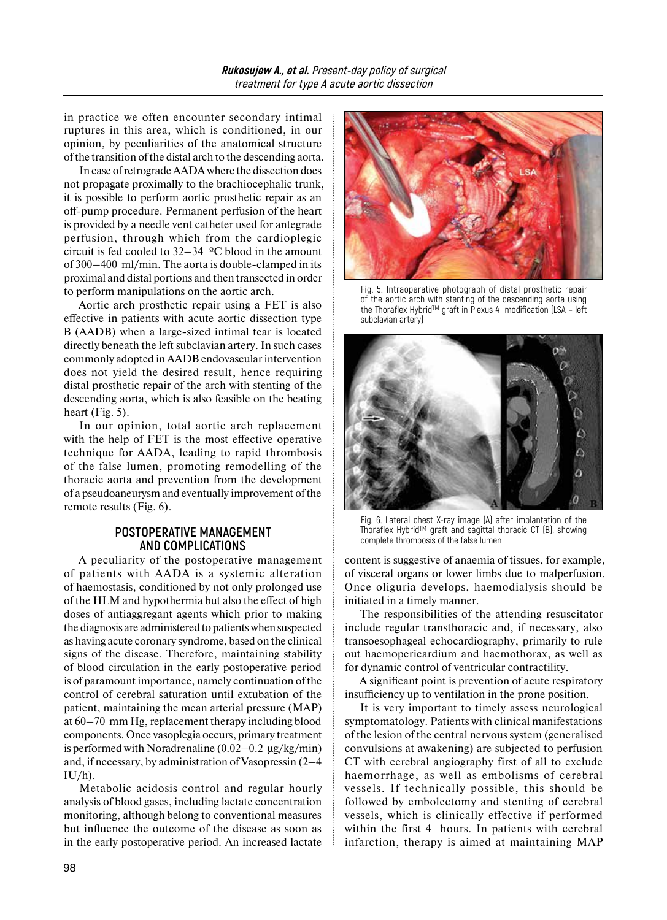in practice we often encounter secondary intimal ruptures in this area, which is conditioned, in our opinion, by peculiarities of the anatomical structure of the transition of the distal arch to the descending aorta.

In case of retrograde AADA where the dissection does not propagate proximally to the brachiocephalic trunk, it is possible to perform aortic prosthetic repair as an off-pump procedure. Permanent perfusion of the heart is provided by a needle vent catheter used for antegrade perfusion, through which from the cardioplegic circuit is fed cooled to 32–34 ºC blood in the amount of 300–400 ml/min. The aorta is double-clamped in its proximal and distal portions and then transected in order to perform manipulations on the aortic arch.

Aortic arch prosthetic repair using a FET is also effective in patients with acute aortic dissection type B (AADB) when a large-sized intimal tear is located directly beneath the left subclavian artery. In such cases commonly adopted in AADB endovascular intervention does not yield the desired result, hence requiring distal prosthetic repair of the arch with stenting of the descending aorta, which is also feasible on the beating heart (Fig. 5).

In our opinion, total aortic arch replacement with the help of FET is the most effective operative technique for AADA, leading to rapid thrombosis of the false lumen, promoting remodelling of the thoracic aorta and prevention from the development of a pseudoaneurysm and eventually improvement of the remote results (Fig. 6).

Fig. 5. Intraoperative photograph of distal prosthetic repair of the aortic arch with stenting of the descending aorta using the Thoraflex Hybrid™ graft in Plexus 4 modification (LSA – left subclavian artery)

Fig. 6. Lateral chest X-ray image (A) after implantation of the Thoraflex Hybrid™ graft and sagittal thoracic CT (B), showing complete thrombosis of the false lumen

## POSTOPERATIVE MANAGEMENT AND COMPLICATIONS

A peculiarity of the postoperative management of patients with AADA is a systemic alteration of haemostasis, conditioned by not only prolonged use of the HLM and hypothermia but also the effect of high doses of antiaggregant agents which prior to making the diagnosis are administered to patients when suspected as having acute coronary syndrome, based on the clinical signs of the disease. Therefore, maintaining stability of blood circulation in the early postoperative period is of paramount importance, namely continuation of the control of cerebral saturation until extubation of the patient, maintaining the mean arterial pressure (MAP) at 60–70 mm Hg, replacement therapy including blood components. Once vasoplegia occurs, primary treatment is performed with Noradrenaline (0.02–0.2 µg/kg/min) and, if necessary, by administration of Vasopressin (2–4 IU/h).

Metabolic acidosis control and regular hourly analysis of blood gases, including lactate concentration monitoring, although belong to conventional measures but influence the outcome of the disease as soon as in the early postoperative period. An increased lactate content is suggestive of anaemia of tissues, for example, of visceral organs or lower limbs due to malperfusion. Once oliguria develops, haemodialysis should be initiated in a timely manner.

The responsibilities of the attending resuscitator include regular transthoracic and, if necessary, also transoesophageal echocardiography, primarily to rule out haemopericardium and haemothorax, as well as for dynamic control of ventricular contractility.

A significant point is prevention of acute respiratory insufficiency up to ventilation in the prone position.

It is very important to timely assess neurological symptomatology. Patients with clinical manifestations of the lesion of the central nervous system (generalised convulsions at awakening) are subjected to perfusion CT with cerebral angiography first of all to exclude haemorrhage, as well as embolisms of cerebral vessels. If technically possible, this should be followed by embolectomy and stenting of cerebral vessels, which is clinically effective if performed within the first 4 hours. In patients with cerebral infarction, therapy is aimed at maintaining MAP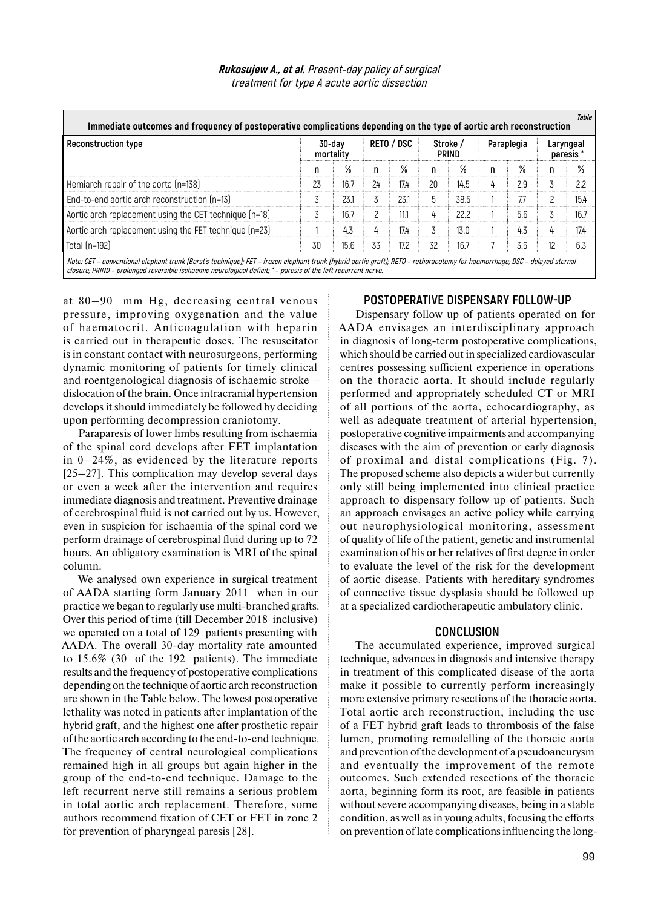Table

**Immediate outcomes and frequency of postoperative complications depending on the type of aortic arch reconstruction**

| Reconstruction type | 30-day mortality | | RETO / DSC | | Stroke / PRIND | | Paraplegia | | Laryngeal paresis * | |
|---|---|---|---|---|---|---|---|---|---|---|
| | n | % | n | % | n | % | n | % | n | % |
| Hemiarch repair of the aorta (n=138) | 23 | 16.7 | 24 | 17.4 | 20 | 14.5 | 4 | 2.9 | 3 | 2.2 |
| End-to-end aortic arch reconstruction (n=13) | 3 | 23.1 | 3 | 23.1 | 5 | 38.5 | 1 | 7.7 | 2 | 15.4 |
| Aortic arch replacement using the CET technique (n=18) | 3 | 16.7 | 2 | 11.1 | 4 | 22.2 | 1 | 5.6 | 3 | 16.7 |
| Aortic arch replacement using the FET technique (n=23) | 1 | 4.3 | 4 | 17.4 | 3 | 13.0 | 1 | 4.3 | 4 | 17.4 |
| Total (n=192) | 30 | 15.6 | 33 | 17.2 | 32 | 16.7 | 7 | 3.6 | 12 | 6.3 |

*Note: CET – conventional elephant trunk (Borst's technique); FET – frozen elephant trunk (hybrid aortic graft); RETO – rethoracotomy for haemorrhage; DSC – delayed sternal closure; PRIND – prolonged reversible ischaemic neurological deficit; * – paresis of the left recurrent nerve.*

at 80–90 mm Hg, decreasing central venous pressure, improving oxygenation and the value of haematocrit. Anticoagulation with heparin is carried out in therapeutic doses. The resuscitator is in constant contact with neurosurgeons, performing dynamic monitoring of patients for timely clinical and roentgenological diagnosis of ischaemic stroke – dislocation of the brain. Once intracranial hypertension develops it should immediately be followed by deciding upon performing decompression craniotomy.

Paraparesis of lower limbs resulting from ischaemia of the spinal cord develops after FET implantation in 0–24%, as evidenced by the literature reports [25–27]. This complication may develop several days or even a week after the intervention and requires immediate diagnosis and treatment. Preventive drainage of cerebrospinal fluid is not carried out by us. However, even in suspicion for ischaemia of the spinal cord we perform drainage of cerebrospinal fluid during up to 72 hours. An obligatory examination is MRI of the spinal column.

We analysed own experience in surgical treatment of AADA starting form January 2011 when in our practice we began to regularly use multi-branched grafts. Over this period of time (till December 2018 inclusive) we operated on a total of 129 patients presenting with AADA. The overall 30-day mortality rate amounted to 15.6% (30 of the 192 patients). The immediate results and the frequency of postoperative complications depending on the technique of aortic arch reconstruction are shown in the Table below. The lowest postoperative lethality was noted in patients after implantation of the hybrid graft, and the highest one after prosthetic repair of the aortic arch according to the end-to-end technique. The frequency of central neurological complications remained high in all groups but again higher in the group of the end-to-end technique. Damage to the left recurrent nerve still remains a serious problem in total aortic arch replacement. Therefore, some authors recommend fixation of CET or FET in zone 2 for prevention of pharyngeal paresis [28].

## POSTOPERATIVE DISPENSARY FOLLOW-UP

Dispensary follow up of patients operated on for AADA envisages an interdisciplinary approach in diagnosis of long-term postoperative complications, which should be carried out in specialized cardiovascular centres possessing sufficient experience in operations on the thoracic aorta. It should include regularly performed and appropriately scheduled CT or MRI of all portions of the aorta, echocardiography, as well as adequate treatment of arterial hypertension, postoperative cognitive impairments and accompanying diseases with the aim of prevention or early diagnosis of proximal and distal complications (Fig. 7). The proposed scheme also depicts a wider but currently only still being implemented into clinical practice approach to dispensary follow up of patients. Such an approach envisages an active policy while carrying out neurophysiological monitoring, assessment of quality of life of the patient, genetic and instrumental examination of his or her relatives of first degree in order to evaluate the level of the risk for the development of aortic disease. Patients with hereditary syndromes of connective tissue dysplasia should be followed up at a specialized cardiotherapeutic ambulatory clinic.

## CONCLUSION

The accumulated experience, improved surgical technique, advances in diagnosis and intensive therapy in treatment of this complicated disease of the aorta make it possible to currently perform increasingly more extensive primary resections of the thoracic aorta. Total aortic arch reconstruction, including the use of a FET hybrid graft leads to thrombosis of the false lumen, promoting remodelling of the thoracic aorta and prevention of the development of a pseudoaneurysm and eventually the improvement of the remote outcomes. Such extended resections of the thoracic aorta, beginning form its root, are feasible in patients without severe accompanying diseases, being in a stable condition, as well as in young adults, focusing the efforts on prevention of late complications influencing the long-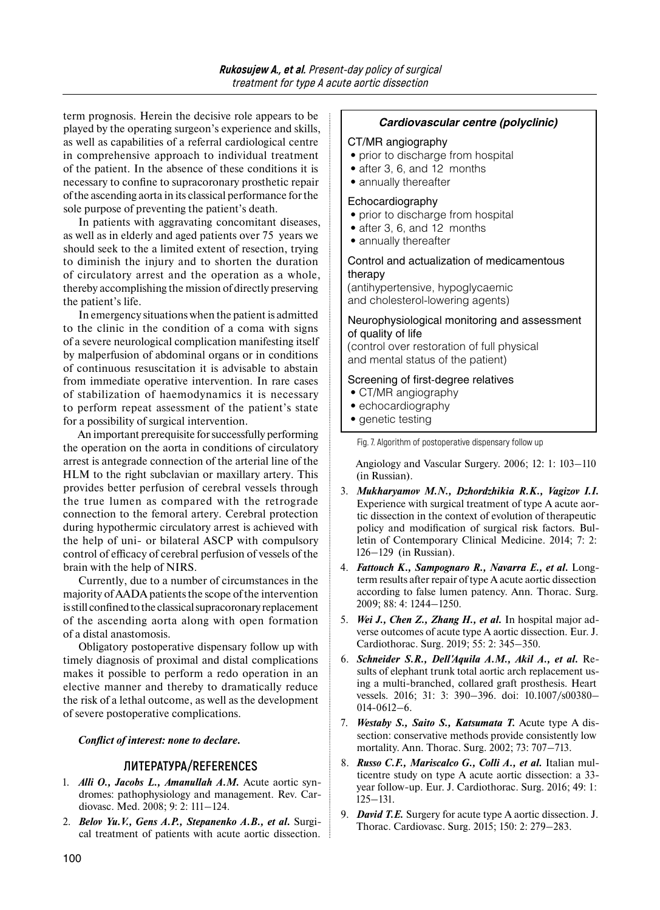term prognosis. Herein the decisive role appears to be played by the operating surgeon's experience and skills, as well as capabilities of a referral cardiological centre in comprehensive approach to individual treatment of the patient. In the absence of these conditions it is necessary to confine to supracoronary prosthetic repair of the ascending aorta in its classical performance for the sole purpose of preventing the patient's death.

In patients with aggravating concomitant diseases, as well as in elderly and aged patients over 75 years we should seek to the a limited extent of resection, trying to diminish the injury and to shorten the duration of circulatory arrest and the operation as a whole, thereby accomplishing the mission of directly preserving the patient's life.

In emergency situations when the patient is admitted to the clinic in the condition of a coma with signs of a severe neurological complication manifesting itself by malperfusion of abdominal organs or in conditions of continuous resuscitation it is advisable to abstain from immediate operative intervention. In rare cases of stabilization of haemodynamics it is necessary to perform repeat assessment of the patient's state for a possibility of surgical intervention.

An important prerequisite for successfully performing the operation on the aorta in conditions of circulatory arrest is antegrade connection of the arterial line of the HLM to the right subclavian or maxillary artery. This provides better perfusion of cerebral vessels through the true lumen as compared with the retrograde connection to the femoral artery. Cerebral protection during hypothermic circulatory arrest is achieved with the help of uni- or bilateral ASCP with compulsory control of efficacy of cerebral perfusion of vessels of the brain with the help of NIRS.

Currently, due to a number of circumstances in the majority of AADA patients the scope of the intervention is still confined to the classical supracoronary replacement of the ascending aorta along with open formation of a distal anastomosis.

Obligatory postoperative dispensary follow up with timely diagnosis of proximal and distal complications makes it possible to perform a redo operation in an elective manner and thereby to dramatically reduce the risk of a lethal outcome, as well as the development of severe postoperative complications.

***Conflict of interest: none to declare.***

***Cardiovascular centre (polyclinic)***

CT/MR angiography
- prior to discharge from hospital
- after 3, 6, and 12 months
- annually thereafter

Echocardiography
- prior to discharge from hospital
- after 3, 6, and 12 months
- annually thereafter

Control and actualization of medicamentous therapy
(antihypertensive, hypoglycaemic and cholesterol-lowering agents)

Neurophysiological monitoring and assessment of quality of life
(control over restoration of full physical and mental status of the patient)

Screening of first-degree relatives
- CT/MR angiography
- echocardiography
- genetic testing

Fig. 7. Algorithm of postoperative dispensary follow up

## ЛИТЕРАТУРА/REFERENCES

1. ***Alli O., Jacobs L., Amanullah A.M.*** Acute aortic syndromes: pathophysiology and management. Rev. Cardiovasc. Med. 2008; 9: 2: 111–124.
2. ***Belov Yu.V., Gens A.P., Stepanenko A.B., et al.*** Surgical treatment of patients with acute aortic dissection. Angiology and Vascular Surgery. 2006; 12: 1: 103–110 (in Russian).
3. ***Mukharyamov M.N., Dzhordzhikia R.K., Vagizov I.I.*** Experience with surgical treatment of type A acute aortic dissection in the context of evolution of therapeutic policy and modification of surgical risk factors. Bulletin of Contemporary Clinical Medicine. 2014; 7: 2: 126–129 (in Russian).
4. ***Fattouch K., Sampognaro R., Navarra E., et al.*** Long-term results after repair of type A acute aortic dissection according to false lumen patency. Ann. Thorac. Surg. 2009; 88: 4: 1244–1250.
5. ***Wei J., Chen Z., Zhang H., et al.*** In hospital major adverse outcomes of acute type A aortic dissection. Eur. J. Cardiothorac. Surg. 2019; 55: 2: 345–350.
6. ***Schneider S.R., Dell'Aquila A.M., Akil A., et al.*** Results of elephant trunk total aortic arch replacement using a multi-branched, collared graft prosthesis. Heart vessels. 2016; 31: 3: 390–396. doi: 10.1007/s00380–014-0612–6.
7. ***Westaby S., Saito S., Katsumata T.*** Acute type A dissection: conservative methods provide consistently low mortality. Ann. Thorac. Surg. 2002; 73: 707–713.
8. ***Russo C.F., Mariscalco G., Colli A., et al.*** Italian multicentre study on type A acute aortic dissection: a 33-year follow-up. Eur. J. Cardiothorac. Surg. 2016; 49: 1: 125–131.
9. ***David T.E.*** Surgery for acute type A aortic dissection. J. Thorac. Cardiovasc. Surg. 2015; 150: 2: 279–283.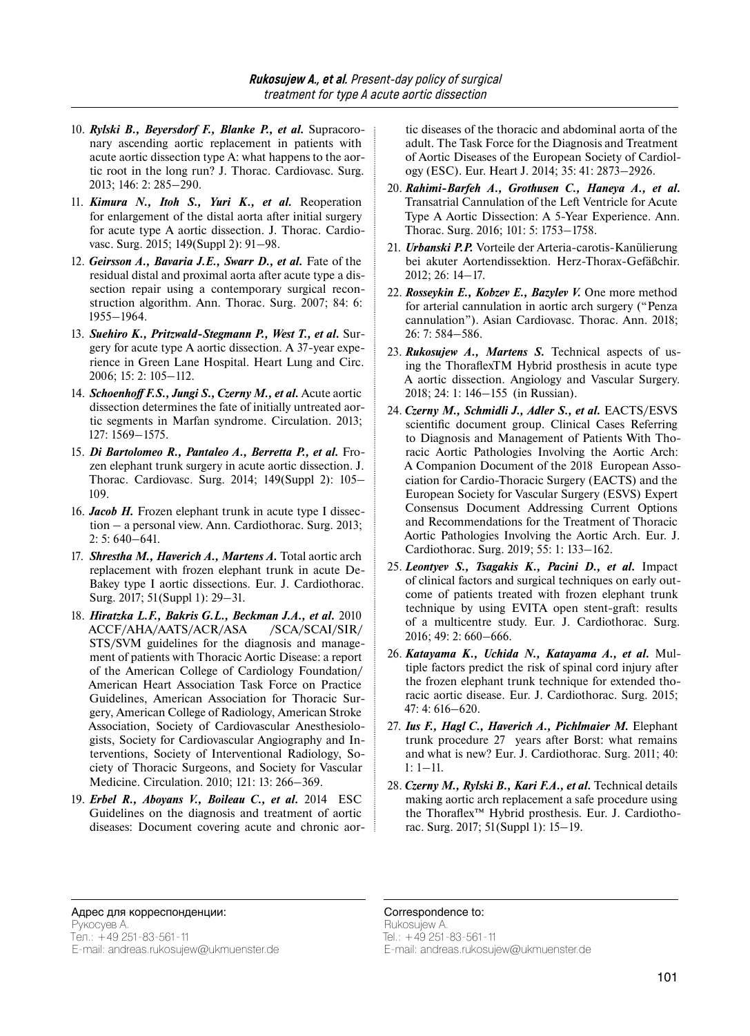10. ***Rylski B., Beyersdorf F., Blanke P., et al.*** Supracoronary ascending aortic replacement in patients with acute aortic dissection type A: what happens to the aortic root in the long run? J. Thorac. Cardiovasc. Surg. 2013; 146: 2: 285–290.
11. ***Kimura N., Itoh S., Yuri K., et al.*** Reoperation for enlargement of the distal aorta after initial surgery for acute type A aortic dissection. J. Thorac. Cardiovasc. Surg. 2015; 149(Suppl 2): 91–98.
12. ***Geirsson A., Bavaria J.E., Swarr D., et al.*** Fate of the residual distal and proximal aorta after acute type a dissection repair using a contemporary surgical reconstruction algorithm. Ann. Thorac. Surg. 2007; 84: 6: 1955–1964.
13. ***Suehiro K., Pritzwald-Stegmann P., West T., et al.*** Surgery for acute type A aortic dissection. A 37-year experience in Green Lane Hospital. Heart Lung and Circ. 2006; 15: 2: 105–112.
14. ***Schoenhoff F.S., Jungi S., Czerny M., et al.*** Acute aortic dissection determines the fate of initially untreated aortic segments in Marfan syndrome. Circulation. 2013; 127: 1569–1575.
15. ***Di Bartolomeo R., Pantaleo A., Berretta P., et al.*** Frozen elephant trunk surgery in acute aortic dissection. J. Thorac. Cardiovasc. Surg. 2014; 149(Suppl 2): 105–109.
16. ***Jacob H.*** Frozen elephant trunk in acute type I dissection – a personal view. Ann. Cardiothorac. Surg. 2013; 2: 5: 640–641.
17. ***Shrestha M., Haverich A., Martens A.*** Total aortic arch replacement with frozen elephant trunk in acute DeBakey type I aortic dissections. Eur. J. Cardiothorac. Surg. 2017; 51(Suppl 1): 29–31.
18. ***Hiratzka L.F., Bakris G.L., Beckman J.A., et al.*** 2010 ACCF/AHA/AATS/ACR/ASA /SCA/SCAI/SIR/STS/SVM guidelines for the diagnosis and management of patients with Thoracic Aortic Disease: a report of the American College of Cardiology Foundation/American Heart Association Task Force on Practice Guidelines, American Association for Thoracic Surgery, American College of Radiology, American Stroke Association, Society of Cardiovascular Anesthesiologists, Society for Cardiovascular Angiography and Interventions, Society of Interventional Radiology, Society of Thoracic Surgeons, and Society for Vascular Medicine. Circulation. 2010; 121: 13: 266–369.
19. ***Erbel R., Aboyans V., Boileau C., et al.*** 2014 ESC Guidelines on the diagnosis and treatment of aortic diseases: Document covering acute and chronic aortic diseases of the thoracic and abdominal aorta of the adult. The Task Force for the Diagnosis and Treatment of Aortic Diseases of the European Society of Cardiology (ESC). Eur. Heart J. 2014; 35: 41: 2873–2926.
20. ***Rahimi-Barfeh A., Grothusen C., Haneya A., et al.*** Transatrial Cannulation of the Left Ventricle for Acute Type A Aortic Dissection: A 5-Year Experience. Ann. Thorac. Surg. 2016; 101: 5: 1753–1758.
21. ***Urbanski P.P.*** Vorteile der Arteria-carotis-Kanülierung bei akuter Aortendissektion. Herz-Thorax-Gefäßchir. 2012; 26: 14–17.
22. ***Rosseykin E., Kobzev E., Bazylev V.*** One more method for arterial cannulation in aortic arch surgery ("Penza cannulation"). Asian Cardiovasc. Thorac. Ann. 2018; 26: 7: 584–586.
23. ***Rukosujew A., Martens S.*** Technical aspects of using the ThoraflexTM Hybrid prosthesis in acute type A aortic dissection. Angiology and Vascular Surgery. 2018; 24: 1: 146–155 (in Russian).
24. ***Czerny M., Schmidli J., Adler S., et al.*** EACTS/ESVS scientific document group. Clinical Cases Referring to Diagnosis and Management of Patients With Thoracic Aortic Pathologies Involving the Aortic Arch: A Companion Document of the 2018 European Association for Cardio-Thoracic Surgery (EACTS) and the European Society for Vascular Surgery (ESVS) Expert Consensus Document Addressing Current Options and Recommendations for the Treatment of Thoracic Aortic Pathologies Involving the Aortic Arch. Eur. J. Cardiothorac. Surg. 2019; 55: 1: 133–162.
25. ***Leontyev S., Tsagakis K., Pacini D., et al.*** Impact of clinical factors and surgical techniques on early outcome of patients treated with frozen elephant trunk technique by using EVITA open stent-graft: results of a multicentre study. Eur. J. Cardiothorac. Surg. 2016; 49: 2: 660–666.
26. ***Katayama K., Uchida N., Katayama A., et al.*** Multiple factors predict the risk of spinal cord injury after the frozen elephant trunk technique for extended thoracic aortic disease. Eur. J. Cardiothorac. Surg. 2015; 47: 4: 616–620.
27. ***Ius F., Hagl C., Haverich A., Pichlmaier M.*** Elephant trunk procedure 27 years after Borst: what remains and what is new? Eur. J. Cardiothorac. Surg. 2011; 40: 1: 1–11.
28. ***Czerny M., Rylski B., Kari F.A., et al.*** Technical details making aortic arch replacement a safe procedure using the Thoraflex™ Hybrid prosthesis. Eur. J. Cardiothorac. Surg. 2017; 51(Suppl 1): 15–19.

Адрес для корреспонденции:
Рукосуев А.
Тел.: +49 251-83-561-11
E-mail: andreas.rukosujew@ukmuenster.de

Correspondence to:
Rukosujew A.
Tel.: +49 251-83-561-11
E-mail: andreas.rukosujew@ukmuenster.de